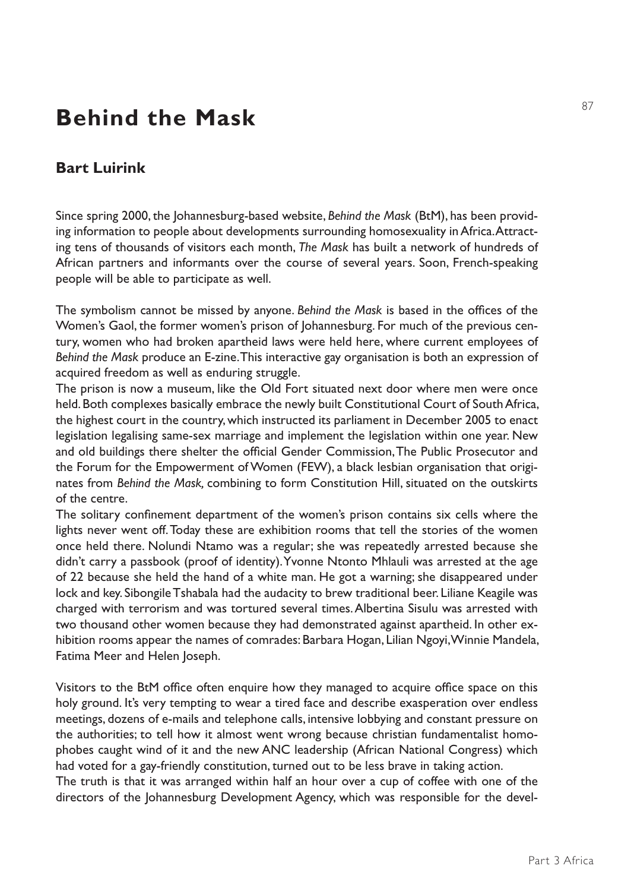# Behind the Mask

## Bart Luirink

Since spring 2000, the Johannesburg-based website, *Behind the Mask* (BtM), has been providing information to people about developments surrounding homosexuality in Africa. Attracting tens of thousands of visitors each month, *The Mask* has built a network of hundreds of African partners and informants over the course of several years. Soon, French-speaking people will be able to participate as well.

The symbolism cannot be missed by anyone. *Behind the Mask* is based in the offices of the Women's Gaol, the former women's prison of Johannesburg. For much of the previous century, women who had broken apartheid laws were held here, where current employees of *Behind the Mask* produce an E-zine. This interactive gay organisation is both an expression of acquired freedom as well as enduring struggle.

The prison is now a museum, like the Old Fort situated next door where men were once held. Both complexes basically embrace the newly built Constitutional Court of South Africa, the highest court in the country, which instructed its parliament in December 2005 to enact legislation legalising same-sex marriage and implement the legislation within one year. New and old buildings there shelter the official Gender Commission, The Public Prosecutor and the Forum for the Empowerment of Women (FEW), a black lesbian organisation that originates from *Behind the Mask,* combining to form Constitution Hill, situated on the outskirts of the centre.

The solitary confinement department of the women's prison contains six cells where the lights never went off. Today these are exhibition rooms that tell the stories of the women once held there. Nolundi Ntamo was a regular; she was repeatedly arrested because she didn't carry a passbook (proof of identity). Yvonne Ntonto Mhlauli was arrested at the age of 22 because she held the hand of a white man. He got a warning; she disappeared under lock and key. Sibongile Tshabala had the audacity to brew traditional beer. Liliane Keagile was charged with terrorism and was tortured several times. Albertina Sisulu was arrested with two thousand other women because they had demonstrated against apartheid. In other exhibition rooms appear the names of comrades: Barbara Hogan, Lilian Ngoyi, Winnie Mandela, Fatima Meer and Helen Joseph.

Visitors to the BtM office often enquire how they managed to acquire office space on this holy ground. It's very tempting to wear a tired face and describe exasperation over endless meetings, dozens of e-mails and telephone calls, intensive lobbying and constant pressure on the authorities; to tell how it almost went wrong because christian fundamentalist homophobes caught wind of it and the new ANC leadership (African National Congress) which had voted for a gay-friendly constitution, turned out to be less brave in taking action.

The truth is that it was arranged within half an hour over a cup of coffee with one of the directors of the Johannesburg Development Agency, which was responsible for the devel-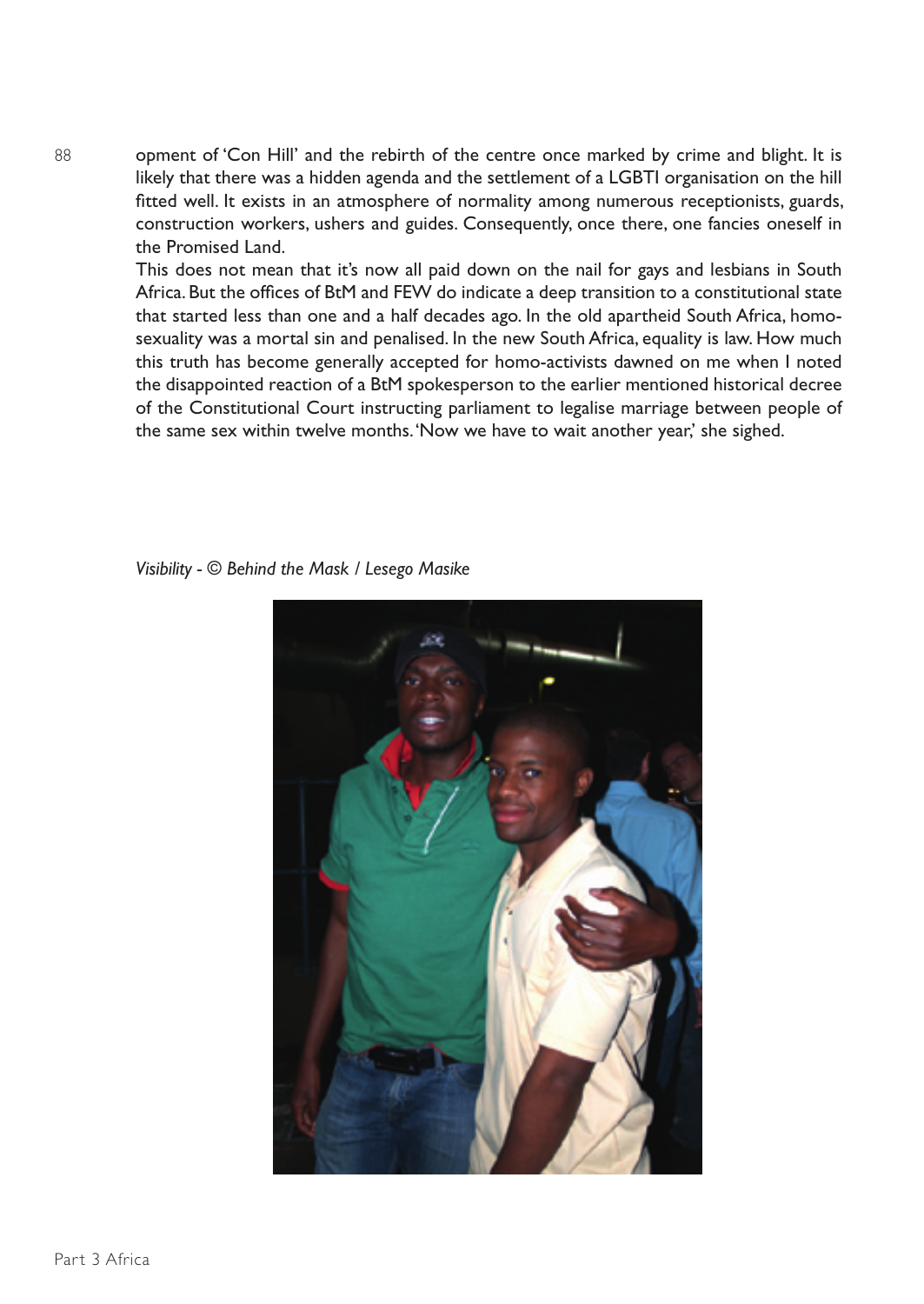opment of 'Con Hill' and the rebirth of the centre once marked by crime and blight. It is likely that there was a hidden agenda and the settlement of a LGBTI organisation on the hill fitted well. It exists in an atmosphere of normality among numerous receptionists, guards, construction workers, ushers and guides. Consequently, once there, one fancies oneself in the Promised Land.

This does not mean that it's now all paid down on the nail for gays and lesbians in South Africa. But the offices of BtM and FEW do indicate a deep transition to a constitutional state that started less than one and a half decades ago. In the old apartheid South Africa, homosexuality was a mortal sin and penalised. In the new South Africa, equality is law. How much this truth has become generally accepted for homo-activists dawned on me when I noted the disappointed reaction of a BtM spokesperson to the earlier mentioned historical decree of the Constitutional Court instructing parliament to legalise marriage between people of the same sex within twelve months. 'Now we have to wait another year,' she sighed.

*Visibility - © Behind the Mask / Lesego Masike*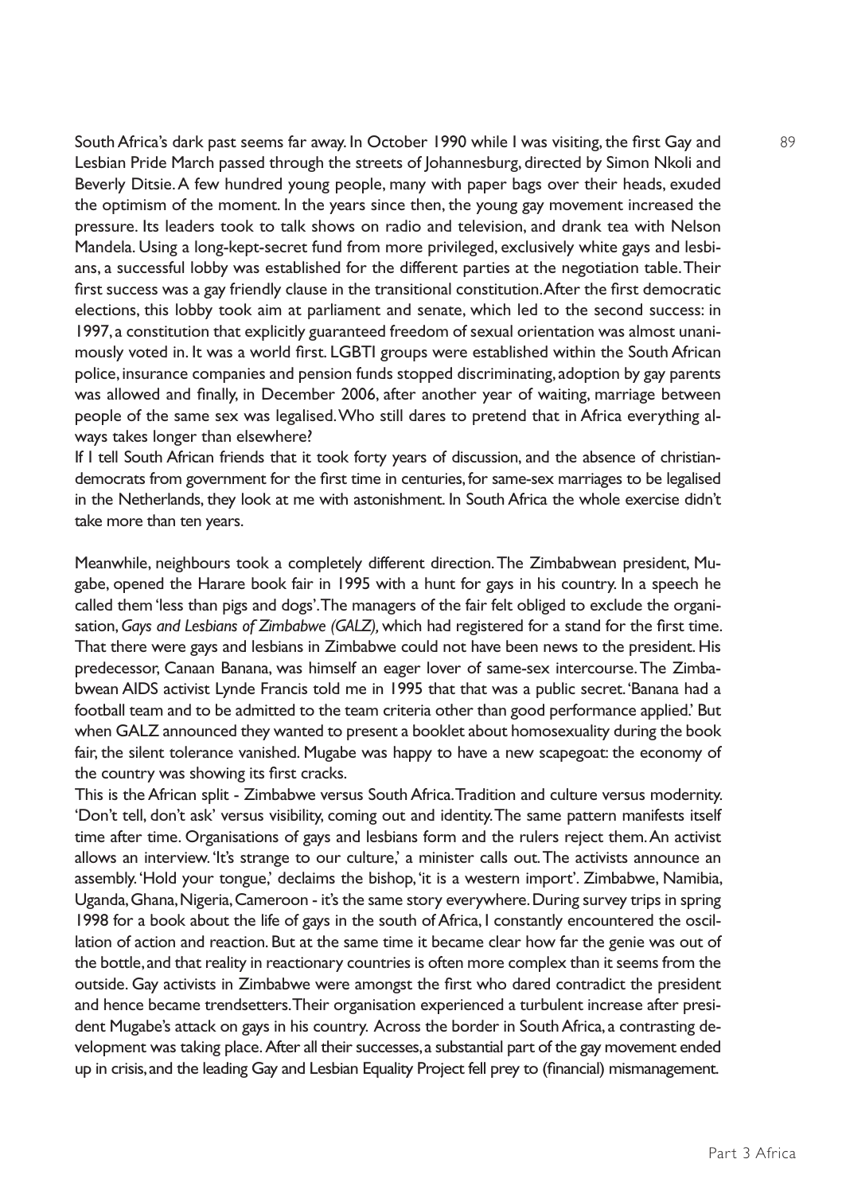South Africa's dark past seems far away. In October 1990 while I was visiting, the first Gay and Lesbian Pride March passed through the streets of Johannesburg, directed by Simon Nkoli and Beverly Ditsie. A few hundred young people, many with paper bags over their heads, exuded the optimism of the moment. In the years since then, the young gay movement increased the pressure. Its leaders took to talk shows on radio and television, and drank tea with Nelson Mandela. Using a long-kept-secret fund from more privileged, exclusively white gays and lesbians, a successful lobby was established for the different parties at the negotiation table. Their first success was a gay friendly clause in the transitional constitution. After the first democratic elections, this lobby took aim at parliament and senate, which led to the second success: in 1997, a constitution that explicitly guaranteed freedom of sexual orientation was almost unanimously voted in. It was a world first. LGBTI groups were established within the South African police, insurance companies and pension funds stopped discriminating, adoption by gay parents was allowed and finally, in December 2006, after another year of waiting, marriage between people of the same sex was legalised. Who still dares to pretend that in Africa everything always takes longer than elsewhere?

If I tell South African friends that it took forty years of discussion, and the absence of christian-democrats from government for the first time in centuries, for same-sex marriages to be legalised in the Netherlands, they look at me with astonishment. In South Africa the whole exercise didn't take more than ten years.

Meanwhile, neighbours took a completely different direction. The Zimbabwean president, Mugabe, opened the Harare book fair in 1995 with a hunt for gays in his country. In a speech he called them 'less than pigs and dogs'. The managers of the fair felt obliged to exclude the organisation, *Gays and Lesbians of Zimbabwe (GALZ),* which had registered for a stand for the first time. That there were gays and lesbians in Zimbabwe could not have been news to the president. His predecessor, Canaan Banana, was himself an eager lover of same-sex intercourse. The Zimbabwean AIDS activist Lynde Francis told me in 1995 that that was a public secret. 'Banana had a football team and to be admitted to the team criteria other than good performance applied.' But when GALZ announced they wanted to present a booklet about homosexuality during the book fair, the silent tolerance vanished. Mugabe was happy to have a new scapegoat: the economy of the country was showing its first cracks.

This is the African split - Zimbabwe versus South Africa. Tradition and culture versus modernity. 'Don't tell, don't ask' versus visibility, coming out and identity. The same pattern manifests itself time after time. Organisations of gays and lesbians form and the rulers reject them. An activist allows an interview. 'It's strange to our culture,' a minister calls out. The activists announce an assembly. 'Hold your tongue,' declaims the bishop, 'it is a western import'. Zimbabwe, Namibia, Uganda, Ghana, Nigeria, Cameroon - it's the same story everywhere. During survey trips in spring 1998 for a book about the life of gays in the south of Africa, I constantly encountered the oscillation of action and reaction. But at the same time it became clear how far the genie was out of the bottle, and that reality in reactionary countries is often more complex than it seems from the outside. Gay activists in Zimbabwe were amongst the first who dared contradict the president and hence became trendsetters. Their organisation experienced a turbulent increase after president Mugabe's attack on gays in his country. Across the border in South Africa, a contrasting development was taking place. After all their successes, a substantial part of the gay movement ended up in crisis, and the leading Gay and Lesbian Equality Project fell prey to (financial) mismanagement.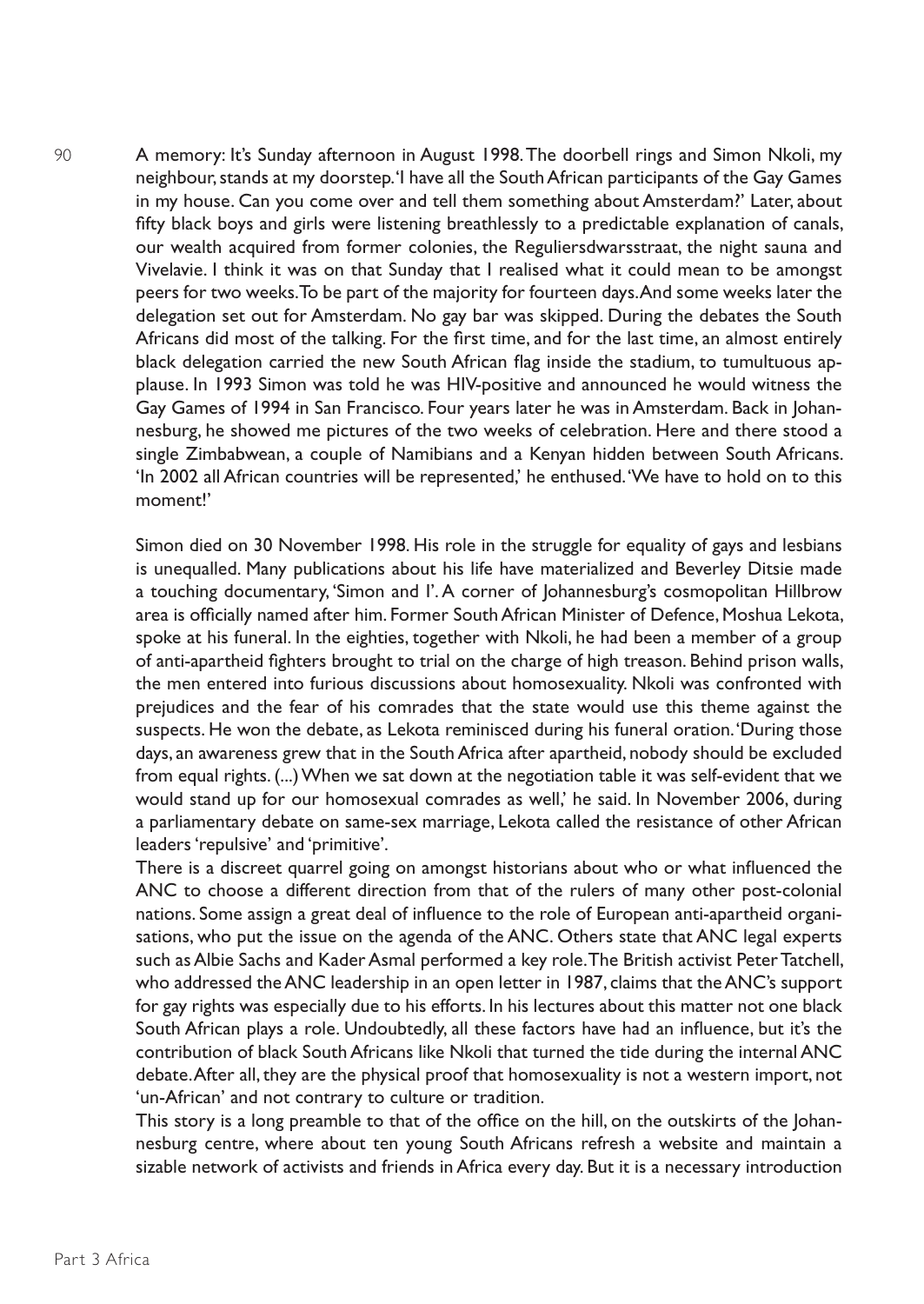A memory: It's Sunday afternoon in August 1998. The doorbell rings and Simon Nkoli, my neighbour, stands at my doorstep. 'I have all the South African participants of the Gay Games in my house. Can you come over and tell them something about Amsterdam?' Later, about fifty black boys and girls were listening breathlessly to a predictable explanation of canals, our wealth acquired from former colonies, the Reguliersdwarsstraat, the night sauna and Vivelavie. I think it was on that Sunday that I realised what it could mean to be amongst peers for two weeks. To be part of the majority for fourteen days. And some weeks later the delegation set out for Amsterdam. No gay bar was skipped. During the debates the South Africans did most of the talking. For the first time, and for the last time, an almost entirely black delegation carried the new South African flag inside the stadium, to tumultuous applause. In 1993 Simon was told he was HIV-positive and announced he would witness the Gay Games of 1994 in San Francisco. Four years later he was in Amsterdam. Back in Johannesburg, he showed me pictures of the two weeks of celebration. Here and there stood a single Zimbabwean, a couple of Namibians and a Kenyan hidden between South Africans. 'In 2002 all African countries will be represented,' he enthused. 'We have to hold on to this moment!'

Simon died on 30 November 1998. His role in the struggle for equality of gays and lesbians is unequalled. Many publications about his life have materialized and Beverley Ditsie made a touching documentary, 'Simon and I'. A corner of Johannesburg's cosmopolitan Hillbrow area is officially named after him. Former South African Minister of Defence, Moshua Lekota, spoke at his funeral. In the eighties, together with Nkoli, he had been a member of a group of anti-apartheid fighters brought to trial on the charge of high treason. Behind prison walls, the men entered into furious discussions about homosexuality. Nkoli was confronted with prejudices and the fear of his comrades that the state would use this theme against the suspects. He won the debate, as Lekota reminisced during his funeral oration. 'During those days, an awareness grew that in the South Africa after apartheid, nobody should be excluded from equal rights. (...) When we sat down at the negotiation table it was self-evident that we would stand up for our homosexual comrades as well,' he said. In November 2006, during a parliamentary debate on same-sex marriage, Lekota called the resistance of other African leaders 'repulsive' and 'primitive'.

There is a discreet quarrel going on amongst historians about who or what influenced the ANC to choose a different direction from that of the rulers of many other post-colonial nations. Some assign a great deal of influence to the role of European anti-apartheid organisations, who put the issue on the agenda of the ANC. Others state that ANC legal experts such as Albie Sachs and Kader Asmal performed a key role. The British activist Peter Tatchell, who addressed the ANC leadership in an open letter in 1987, claims that the ANC's support for gay rights was especially due to his efforts. In his lectures about this matter not one black South African plays a role. Undoubtedly, all these factors have had an influence, but it's the contribution of black South Africans like Nkoli that turned the tide during the internal ANC debate. After all, they are the physical proof that homosexuality is not a western import, not 'un-African' and not contrary to culture or tradition.

This story is a long preamble to that of the office on the hill, on the outskirts of the Johannesburg centre, where about ten young South Africans refresh a website and maintain a sizable network of activists and friends in Africa every day. But it is a necessary introduction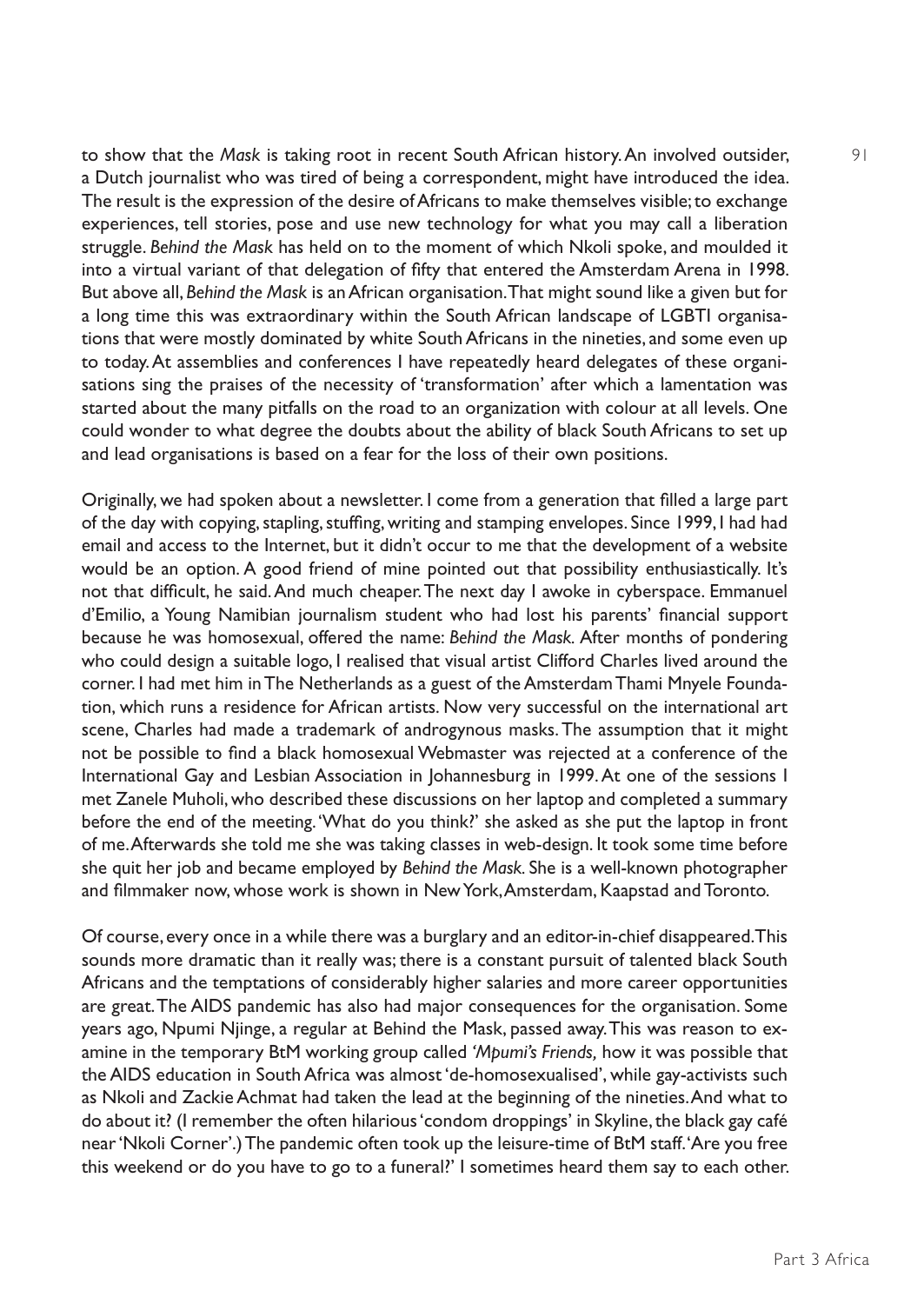to show that the *Mask* is taking root in recent South African history. An involved outsider, a Dutch journalist who was tired of being a correspondent, might have introduced the idea. The result is the expression of the desire of Africans to make themselves visible; to exchange experiences, tell stories, pose and use new technology for what you may call a liberation struggle. *Behind the Mask* has held on to the moment of which Nkoli spoke, and moulded it into a virtual variant of that delegation of fifty that entered the Amsterdam Arena in 1998. But above all, *Behind the Mask* is an African organisation. That might sound like a given but for a long time this was extraordinary within the South African landscape of LGBTI organisations that were mostly dominated by white South Africans in the nineties, and some even up to today. At assemblies and conferences I have repeatedly heard delegates of these organisations sing the praises of the necessity of 'transformation' after which a lamentation was started about the many pitfalls on the road to an organization with colour at all levels. One could wonder to what degree the doubts about the ability of black South Africans to set up and lead organisations is based on a fear for the loss of their own positions.

Originally, we had spoken about a newsletter. I come from a generation that filled a large part of the day with copying, stapling, stuffing, writing and stamping envelopes. Since 1999, I had had email and access to the Internet, but it didn't occur to me that the development of a website would be an option. A good friend of mine pointed out that possibility enthusiastically. It's not that difficult, he said. And much cheaper. The next day I awoke in cyberspace. Emmanuel d'Emilio, a Young Namibian journalism student who had lost his parents' financial support because he was homosexual, offered the name: *Behind the Mask*. After months of pondering who could design a suitable logo, I realised that visual artist Clifford Charles lived around the corner. I had met him in The Netherlands as a guest of the Amsterdam Thami Mnyele Foundation, which runs a residence for African artists. Now very successful on the international art scene, Charles had made a trademark of androgynous masks. The assumption that it might not be possible to find a black homosexual Webmaster was rejected at a conference of the International Gay and Lesbian Association in Johannesburg in 1999. At one of the sessions I met Zanele Muholi, who described these discussions on her laptop and completed a summary before the end of the meeting. 'What do you think?' she asked as she put the laptop in front of me. Afterwards she told me she was taking classes in web-design. It took some time before she quit her job and became employed by *Behind the Mask*. She is a well-known photographer and filmmaker now, whose work is shown in New York, Amsterdam, Kaapstad and Toronto.

Of course, every once in a while there was a burglary and an editor-in-chief disappeared. This sounds more dramatic than it really was; there is a constant pursuit of talented black South Africans and the temptations of considerably higher salaries and more career opportunities are great. The AIDS pandemic has also had major consequences for the organisation. Some years ago, Npumi Njinge, a regular at Behind the Mask, passed away. This was reason to examine in the temporary BtM working group called *'Mpumi's Friends,* how it was possible that the AIDS education in South Africa was almost 'de-homosexualised', while gay-activists such as Nkoli and Zackie Achmat had taken the lead at the beginning of the nineties. And what to do about it? (I remember the often hilarious 'condom droppings' in Skyline, the black gay café near 'Nkoli Corner'.) The pandemic often took up the leisure-time of BtM staff. 'Are you free this weekend or do you have to go to a funeral?' I sometimes heard them say to each other.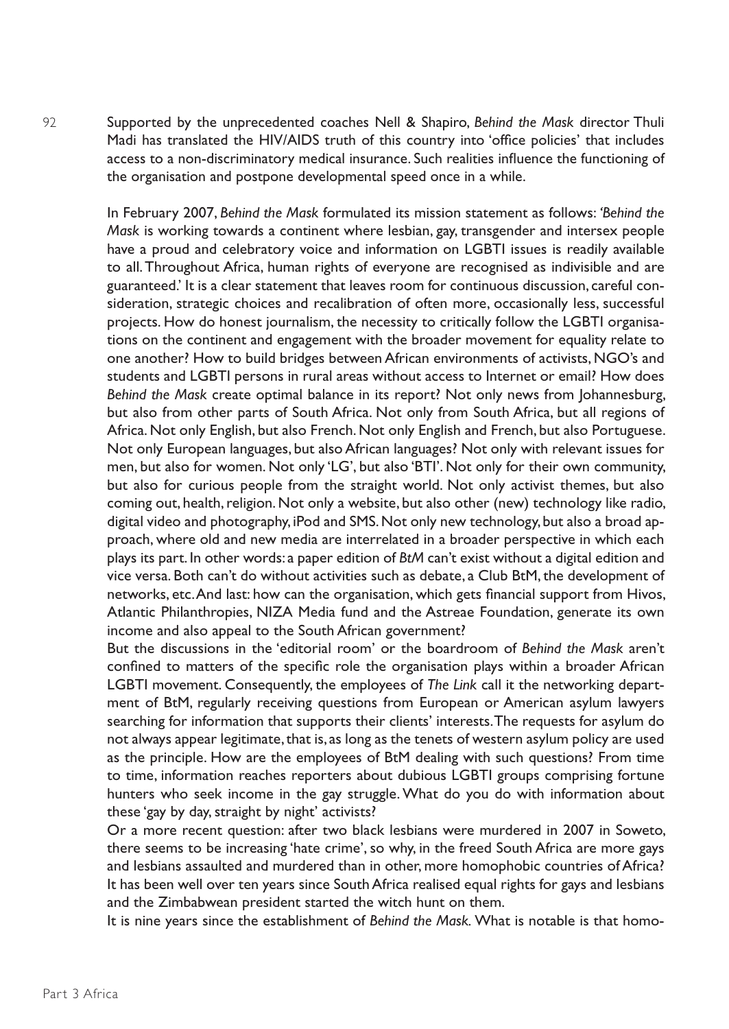Supported by the unprecedented coaches Nell & Shapiro, *Behind the Mask* director Thuli Madi has translated the HIV/AIDS truth of this country into 'office policies' that includes access to a non-discriminatory medical insurance. Such realities influence the functioning of the organisation and postpone developmental speed once in a while.

In February 2007, *Behind the Mask* formulated its mission statement as follows: *'Behind the Mask* is working towards a continent where lesbian, gay, transgender and intersex people have a proud and celebratory voice and information on LGBTI issues is readily available to all. Throughout Africa, human rights of everyone are recognised as indivisible and are guaranteed.' It is a clear statement that leaves room for continuous discussion, careful consideration, strategic choices and recalibration of often more, occasionally less, successful projects. How do honest journalism, the necessity to critically follow the LGBTI organisations on the continent and engagement with the broader movement for equality relate to one another? How to build bridges between African environments of activists, NGO's and students and LGBTI persons in rural areas without access to Internet or email? How does *Behind the Mask* create optimal balance in its report? Not only news from Johannesburg, but also from other parts of South Africa. Not only from South Africa, but all regions of Africa. Not only English, but also French. Not only English and French, but also Portuguese. Not only European languages, but also African languages? Not only with relevant issues for men, but also for women. Not only 'LG', but also 'BTI'. Not only for their own community, but also for curious people from the straight world. Not only activist themes, but also coming out, health, religion. Not only a website, but also other (new) technology like radio, digital video and photography, iPod and SMS. Not only new technology, but also a broad approach, where old and new media are interrelated in a broader perspective in which each plays its part. In other words: a paper edition of *BtM* can't exist without a digital edition and vice versa. Both can't do without activities such as debate, a Club BtM, the development of networks, etc. And last: how can the organisation, which gets financial support from Hivos, Atlantic Philanthropies, NIZA Media fund and the Astreae Foundation, generate its own income and also appeal to the South African government?

But the discussions in the 'editorial room' or the boardroom of *Behind the Mask* aren't confined to matters of the specific role the organisation plays within a broader African LGBTI movement. Consequently, the employees of *The Link* call it the networking department of BtM, regularly receiving questions from European or American asylum lawyers searching for information that supports their clients' interests. The requests for asylum do not always appear legitimate, that is, as long as the tenets of western asylum policy are used as the principle. How are the employees of BtM dealing with such questions? From time to time, information reaches reporters about dubious LGBTI groups comprising fortune hunters who seek income in the gay struggle. What do you do with information about these 'gay by day, straight by night' activists?

Or a more recent question: after two black lesbians were murdered in 2007 in Soweto, there seems to be increasing 'hate crime', so why, in the freed South Africa are more gays and lesbians assaulted and murdered than in other, more homophobic countries of Africa? It has been well over ten years since South Africa realised equal rights for gays and lesbians and the Zimbabwean president started the witch hunt on them.

It is nine years since the establishment of *Behind the Mask*. What is notable is that homo-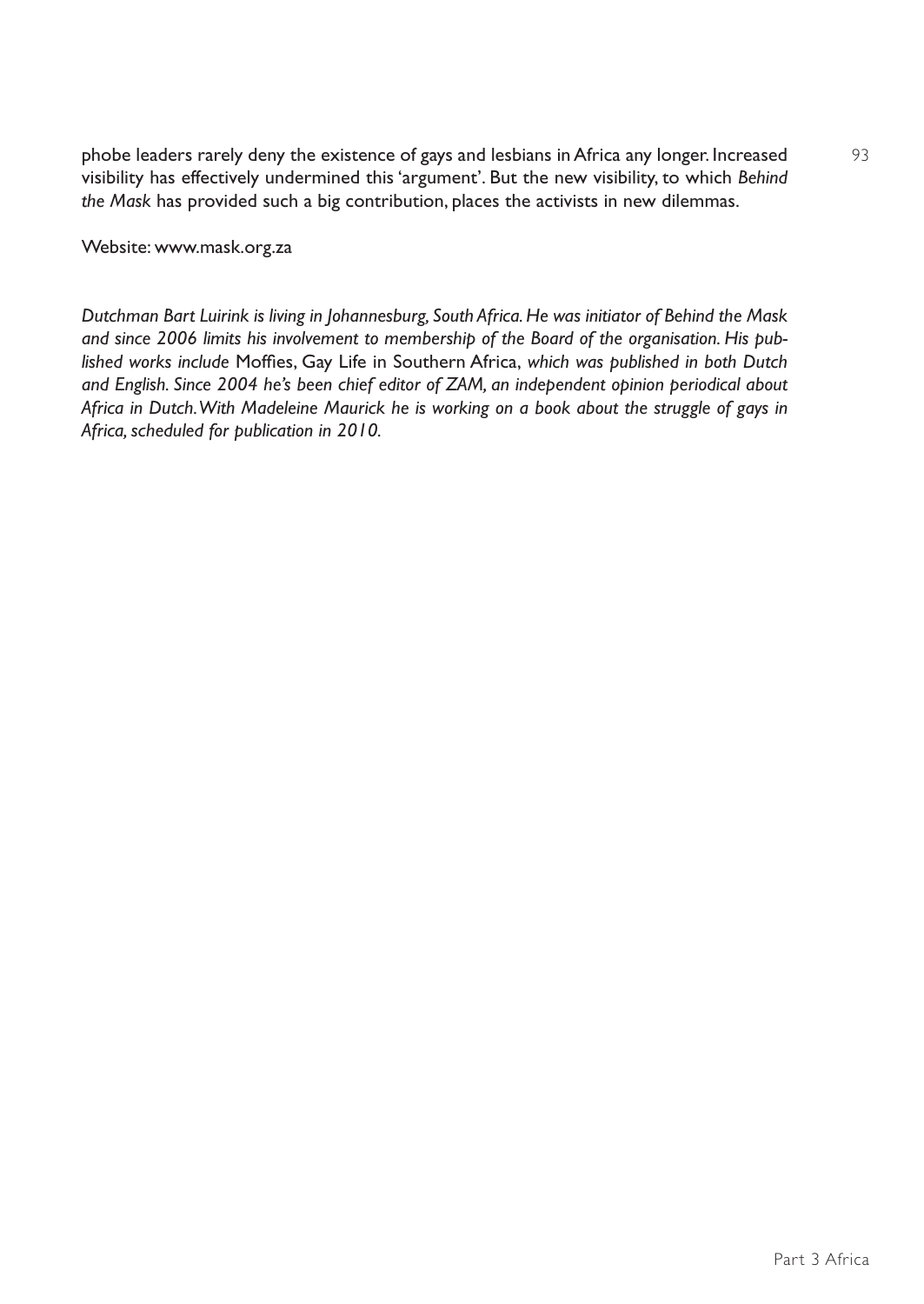phobe leaders rarely deny the existence of gays and lesbians in Africa any longer. Increased visibility has effectively undermined this 'argument'. But the new visibility, to which *Behind the Mask* has provided such a big contribution, places the activists in new dilemmas.

Website: www.mask.org.za

*Dutchman Bart Luirink is living in Johannesburg, South Africa. He was initiator of Behind the Mask and since 2006 limits his involvement to membership of the Board of the organisation. His published works include* Moffies, Gay Life in Southern Africa, *which was published in both Dutch and English. Since 2004 he's been chief editor of ZAM, an independent opinion periodical about Africa in Dutch. With Madeleine Maurick he is working on a book about the struggle of gays in Africa, scheduled for publication in 2010.*